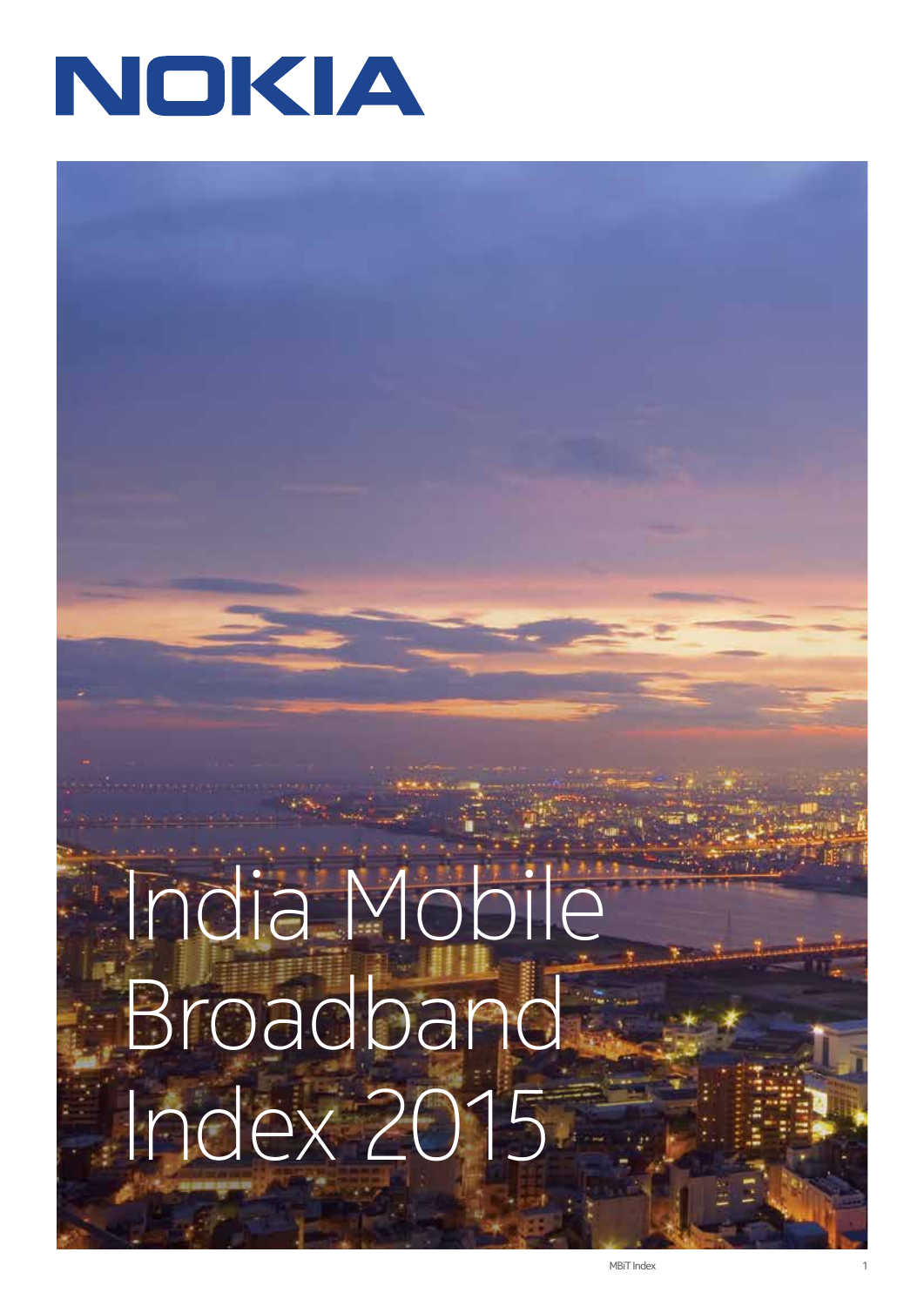NOKIA

# India Mobile Broadband Index 2015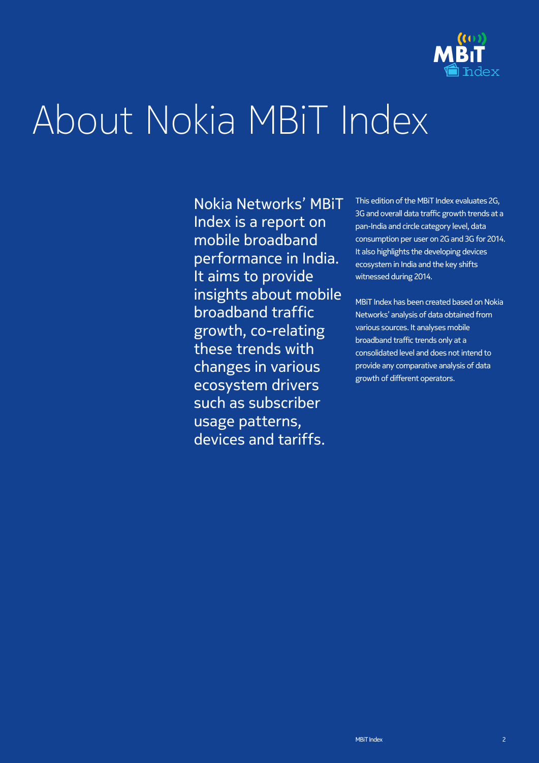# About Nokia MBiT Index

Nokia Networks' MBiT Index is a report on mobile broadband performance in India. It aims to provide insights about mobile broadband traffic growth, co-relating these trends with changes in various ecosystem drivers such as subscriber usage patterns, devices and tariffs.

This edition of the MBiT Index evaluates 2G, 3G and overall data traffic growth trends at a pan-India and circle category level, data consumption per user on 2G and 3G for 2014. It also highlights the developing devices ecosystem in India and the key shifts witnessed during 2014.

MBiT Index has been created based on Nokia Networks' analysis of data obtained from various sources. It analyses mobile broadband traffic trends only at a consolidated level and does not intend to provide any comparative analysis of data growth of different operators.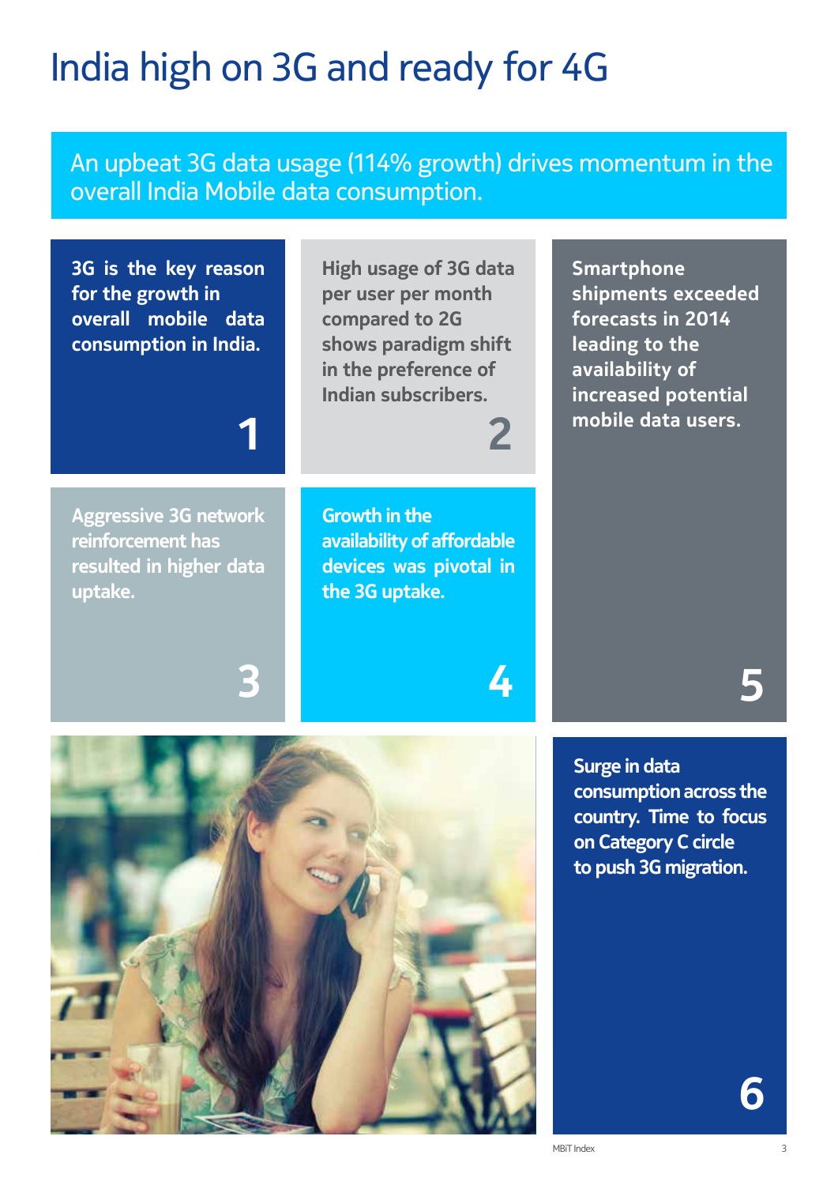# India high on 3G and ready for 4G

An upbeat 3G data usage (114% growth) drives momentum in the overall India Mobile data consumption.

**1**

**3G is the key reason for the growth in overall mobile data consumption in India.**

**2**

**High usage of 3G data per user per month compared to 2G shows paradigm shift in the preference of Indian subscribers.**

**3**

**Aggressive 3G network reinforcement has resulted in higher data uptake.**

**4**

**Growth in the availability of affordable devices was pivotal in the 3G uptake.**

**5**

**Smartphone shipments exceeded forecasts in 2014 leading to the availability of increased potential mobile data users.**

**6**

**Surge in data consumption across the country. Time to focus on Category C circle to push 3G migration.**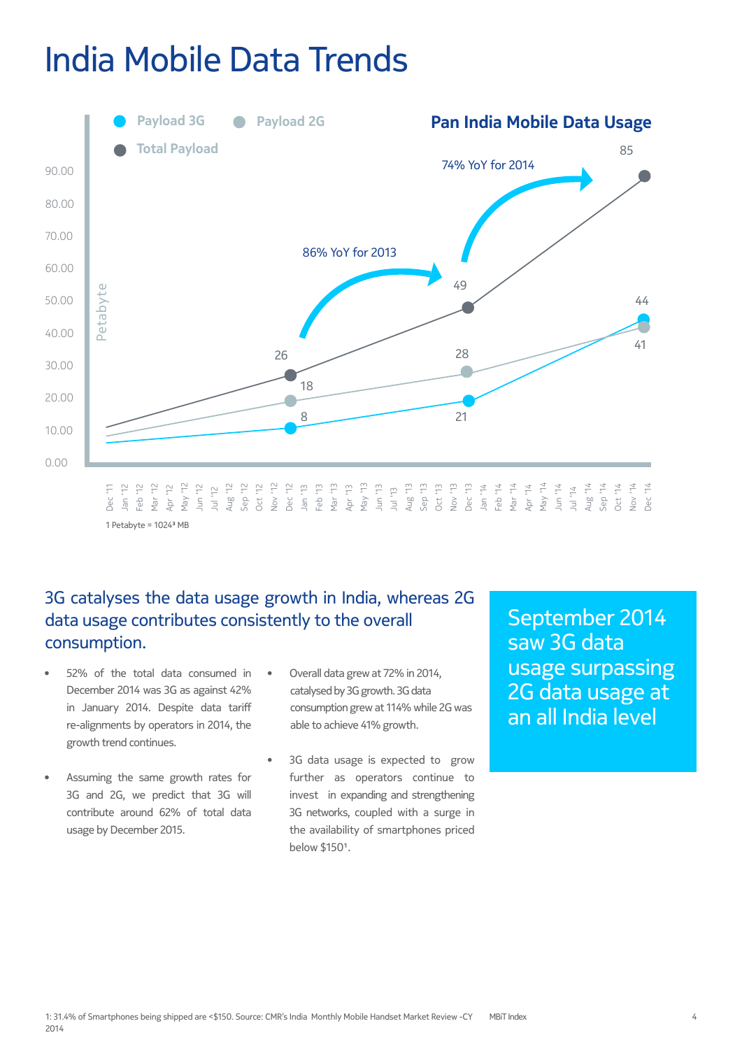# India Mobile Data Trends

## Pan India Mobile Data Usage

Payload 3G · Payload 2G · Total Payload

Petabyte

| Month | Total Payload | Payload 2G | Payload 3G |
|---|---|---|---|
| Dec '12 | 26 | 18 | 8 |
| Dec '13 | 49 | 28 | 21 |
| Dec '14 | 85 | 41 | 44 |

86% YoY for 2013

74% YoY for 2014

1 Petabyte = $1024^3$ MB

## 3G catalyses the data usage growth in India, whereas 2G data usage contributes consistently to the overall consumption.

- 52% of the total data consumed in December 2014 was 3G as against 42% in January 2014. Despite data tariff re-alignments by operators in 2014, the growth trend continues.
- Assuming the same growth rates for 3G and 2G, we predict that 3G will contribute around 62% of total data usage by December 2015.
- Overall data grew at 72% in 2014, catalysed by 3G growth. 3G data consumption grew at 114% while 2G was able to achieve 41% growth.
- 3G data usage is expected to grow further as operators continue to invest in expanding and strengthening 3G networks, coupled with a surge in the availability of smartphones priced below $150[1].

**September 2014 saw 3G data usage surpassing 2G data usage at an all India level**

1: 31.4% of Smartphones being shipped are <$150. Source: CMR's India Monthly Mobile Handset Market Review -CY 2014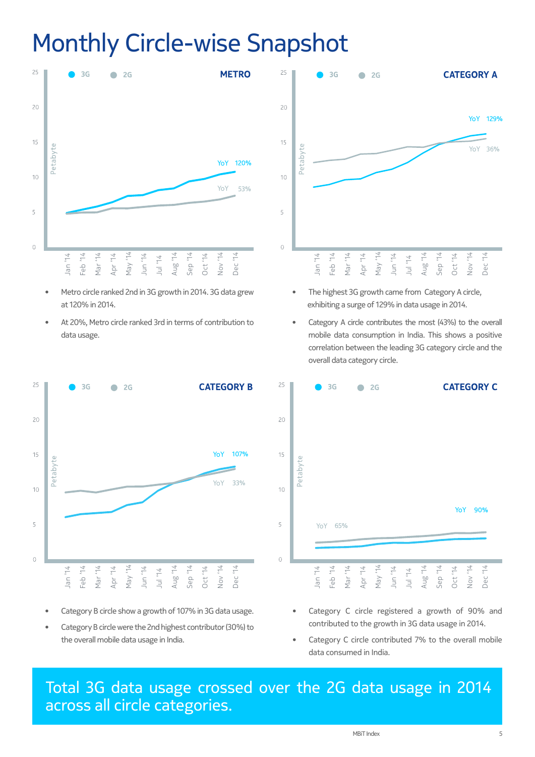# Monthly Circle-wise Snapshot

## METRO

3G | 2G

Petabyte

YoY 120%

YoY 53%

Jan '14, Feb '14, Mar '14, Apr '14, May '14, Jun '14, Jul '14, Aug '14, Sep '14, Oct '14, Nov '14, Dec '14

- Metro circle ranked 2nd in 3G growth in 2014. 3G data grew at 120% in 2014.
- At 20%, Metro circle ranked 3rd in terms of contribution to data usage.

## CATEGORY A

3G | 2G

Petabyte

YoY 129%

YoY 36%

Jan '14, Feb '14, Mar '14, Apr '14, May '14, Jun '14, Jul '14, Aug '14, Sep '14, Oct '14, Nov '14, Dec '14

- The highest 3G growth came from Category A circle, exhibiting a surge of 129% in data usage in 2014.
- Category A circle contributes the most (43%) to the overall mobile data consumption in India. This shows a positive correlation between the leading 3G category circle and the overall data category circle.

## CATEGORY B

3G | 2G

Petabyte

YoY 107%

YoY 33%

Jan '14, Feb '14, Mar '14, Apr '14, May '14, Jun '14, Jul '14, Aug '14, Sep '14, Oct '14, Nov '14, Dec '14

- Category B circle show a growth of 107% in 3G data usage.
- Category B circle were the 2nd highest contributor (30%) to the overall mobile data usage in India.

## CATEGORY C

3G | 2G

Petabyte

YoY 90%

YoY 65%

Jan '14, Feb '14, Mar '14, Apr '14, May '14, Jun '14, Jul '14, Aug '14, Sep '14, Oct '14, Nov '14, Dec '14

- Category C circle registered a growth of 90% and contributed to the growth in 3G data usage in 2014.
- Category C circle contributed 7% to the overall mobile data consumed in India.

**Total 3G data usage crossed over the 2G data usage in 2014 across all circle categories.**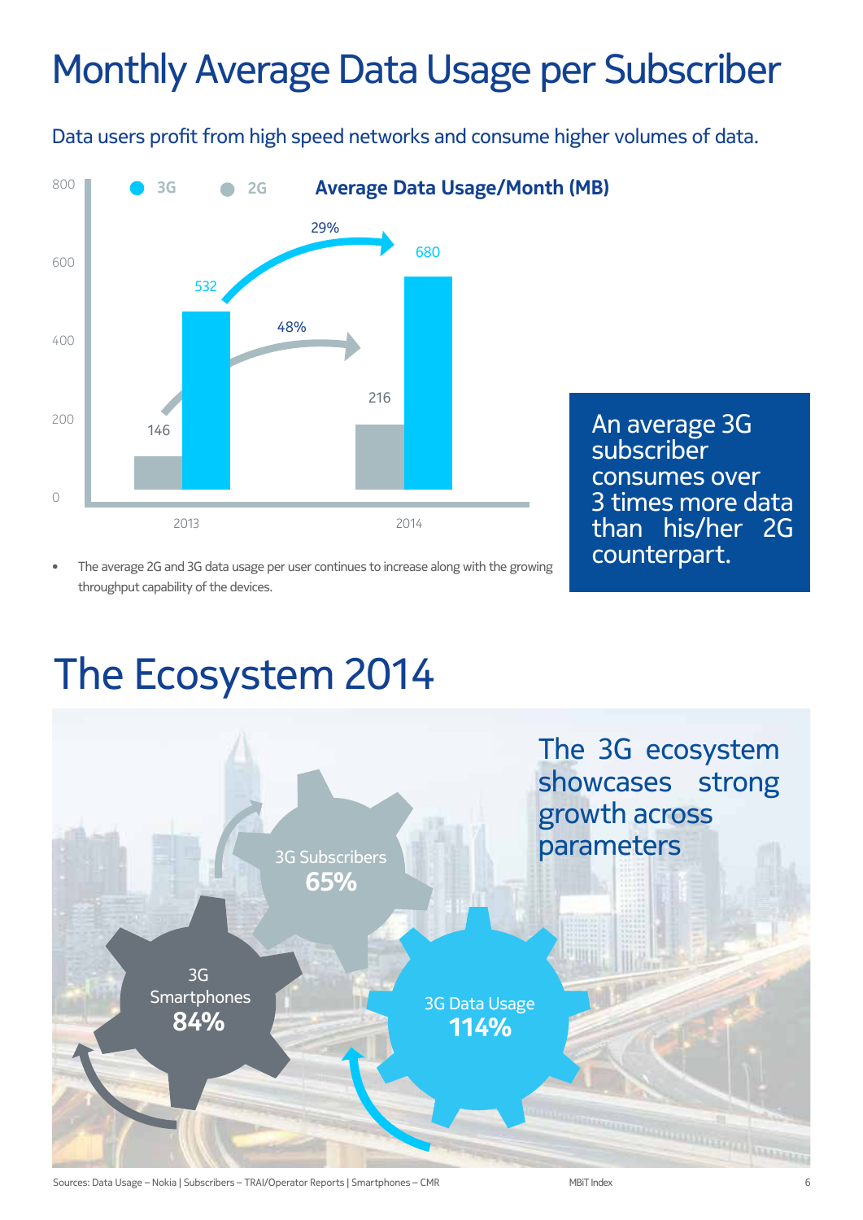# Monthly Average Data Usage per Subscriber

Data users profit from high speed networks and consume higher volumes of data.

**Average Data Usage/Month (MB)**

| Year | 2G | 3G |
|---|---|---|
| 2013 | 146 | 532 |
| 2014 | 216 | 680 |
| Growth | 48% | 29% |

- The average 2G and 3G data usage per user continues to increase along with the growing throughput capability of the devices.

An average 3G subscriber consumes over 3 times more data than his/her 2G counterpart.

# The Ecosystem 2014

The 3G ecosystem showcases strong growth across parameters

- 3G Subscribers **65%**
- 3G Smartphones **84%**
- 3G Data Usage **114%**

Sources: Data Usage – Nokia | Subscribers – TRAI/Operator Reports | Smartphones – CMR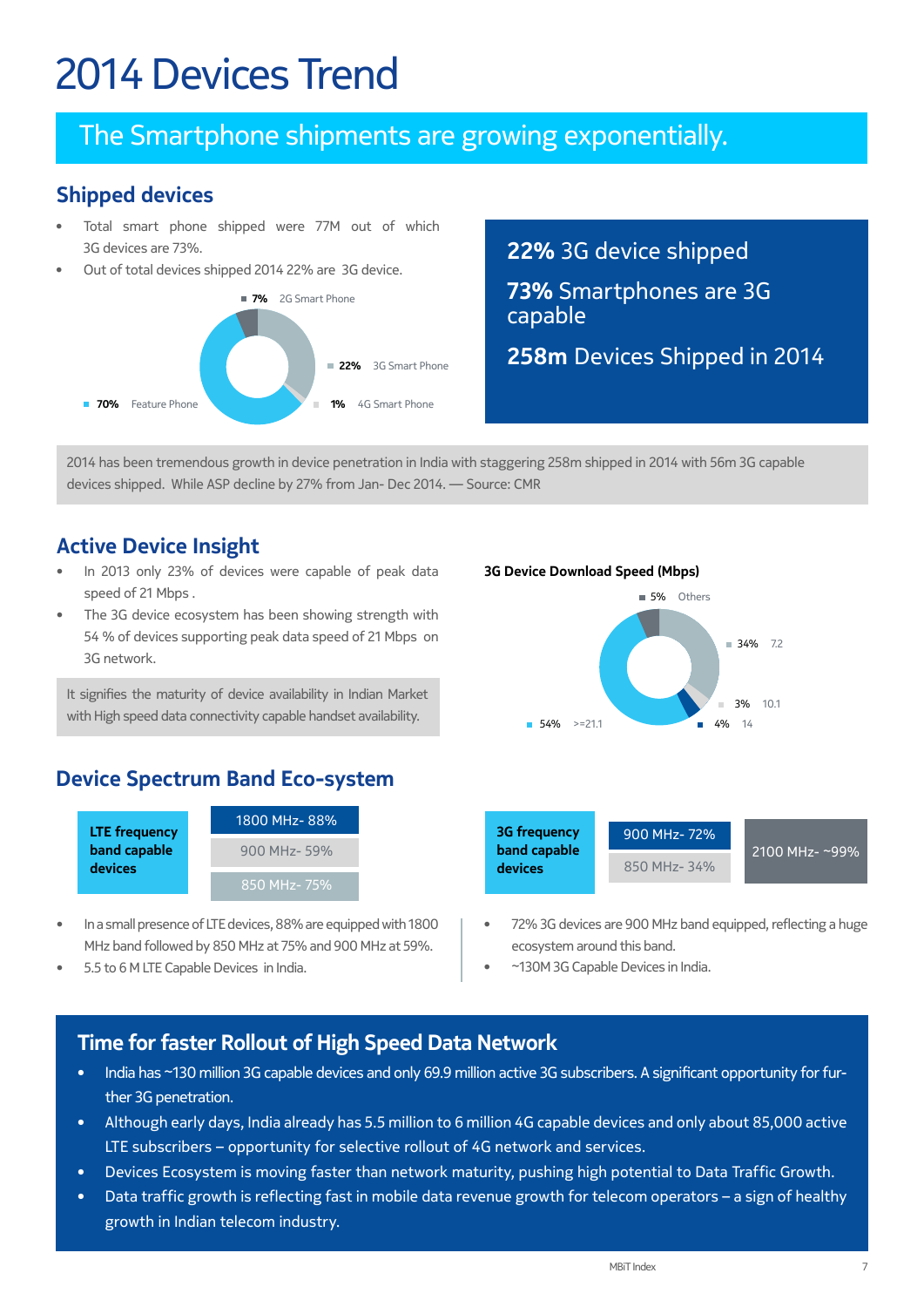# 2014 Devices Trend

## The Smartphone shipments are growing exponentially.

### Shipped devices

- Total smart phone shipped were 77M out of which 3G devices are 73%.
- Out of total devices shipped 2014 22% are 3G device.

- **7%** 2G Smart Phone
- **22%** 3G Smart Phone
- **1%** 4G Smart Phone
- **70%** Feature Phone

**22%** 3G device shipped

**73%** Smartphones are 3G capable

**258m** Devices Shipped in 2014

2014 has been tremendous growth in device penetration in India with staggering 258m shipped in 2014 with 56m 3G capable devices shipped. While ASP decline by 27% from Jan- Dec 2014. — Source: CMR

### Active Device Insight

- In 2013 only 23% of devices were capable of peak data speed of 21 Mbps .
- The 3G device ecosystem has been showing strength with 54 % of devices supporting peak data speed of 21 Mbps on 3G network.

It signifies the maturity of device availability in Indian Market with High speed data connectivity capable handset availability.

**3G Device Download Speed (Mbps)**

- 5% Others
- 34% 7.2
- 3% 10.1
- 4% 14
- 54% >=21.1

### Device Spectrum Band Eco-system

**LTE frequency band capable devices**

- 1800 MHz- 88%
- 900 MHz- 59%
- 850 MHz- 75%

**3G frequency band capable devices**

- 900 MHz- 72%
- 850 MHz- 34%
- 2100 MHz- ~99%

- In a small presence of LTE devices, 88% are equipped with 1800 MHz band followed by 850 MHz at 75% and 900 MHz at 59%.
- 5.5 to 6 M LTE Capable Devices in India.

- 72% 3G devices are 900 MHz band equipped, reflecting a huge ecosystem around this band.
- ~130M 3G Capable Devices in India.

### Time for faster Rollout of High Speed Data Network

- India has ~130 million 3G capable devices and only 69.9 million active 3G subscribers. A significant opportunity for further 3G penetration.
- Although early days, India already has 5.5 million to 6 million 4G capable devices and only about 85,000 active LTE subscribers – opportunity for selective rollout of 4G network and services.
- Devices Ecosystem is moving faster than network maturity, pushing high potential to Data Traffic Growth.
- Data traffic growth is reflecting fast in mobile data revenue growth for telecom operators – a sign of healthy growth in Indian telecom industry.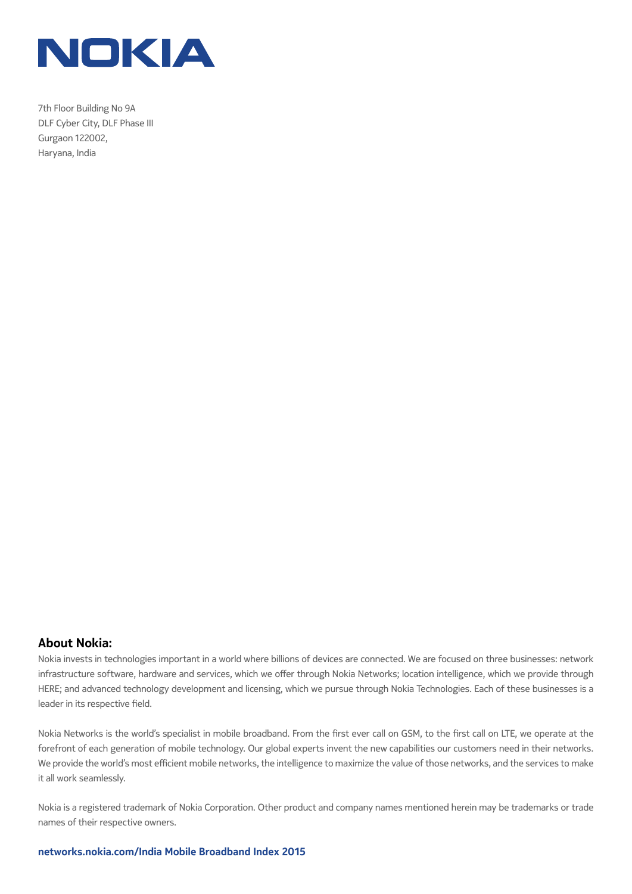NOKIA

7th Floor Building No 9A
DLF Cyber City, DLF Phase III
Gurgaon 122002,
Haryana, India

## About Nokia:

Nokia invests in technologies important in a world where billions of devices are connected. We are focused on three businesses: network infrastructure software, hardware and services, which we offer through Nokia Networks; location intelligence, which we provide through HERE; and advanced technology development and licensing, which we pursue through Nokia Technologies. Each of these businesses is a leader in its respective field.

Nokia Networks is the world's specialist in mobile broadband. From the first ever call on GSM, to the first call on LTE, we operate at the forefront of each generation of mobile technology. Our global experts invent the new capabilities our customers need in their networks. We provide the world's most efficient mobile networks, the intelligence to maximize the value of those networks, and the services to make it all work seamlessly.

Nokia is a registered trademark of Nokia Corporation. Other product and company names mentioned herein may be trademarks or trade names of their respective owners.

**networks.nokia.com/India Mobile Broadband Index 2015**